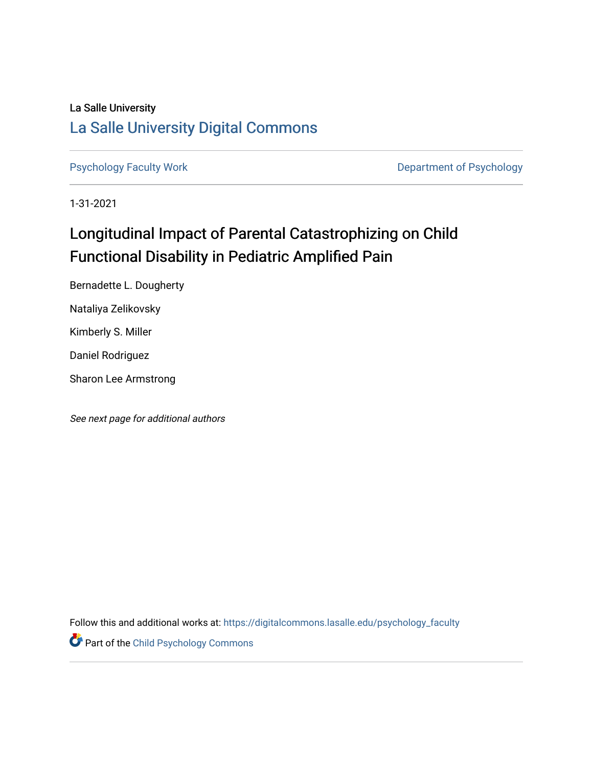La Salle University

## La Salle University Digital Commons

Psychology Faculty Work

Department of Psychology

1-31-2021

# Longitudinal Impact of Parental Catastrophizing on Child Functional Disability in Pediatric Amplified Pain

Bernadette L. Dougherty

Nataliya Zelikovsky

Kimberly S. Miller

Daniel Rodriguez

Sharon Lee Armstrong

*See next page for additional authors*

Follow this and additional works at: https://digitalcommons.lasalle.edu/psychology_faculty

Part of the Child Psychology Commons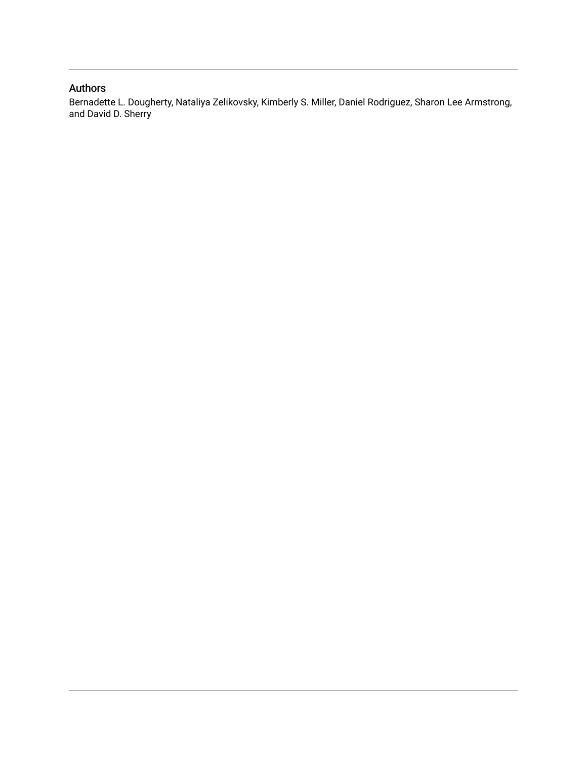## Authors

Bernadette L. Dougherty, Nataliya Zelikovsky, Kimberly S. Miller, Daniel Rodriguez, Sharon Lee Armstrong, and David D. Sherry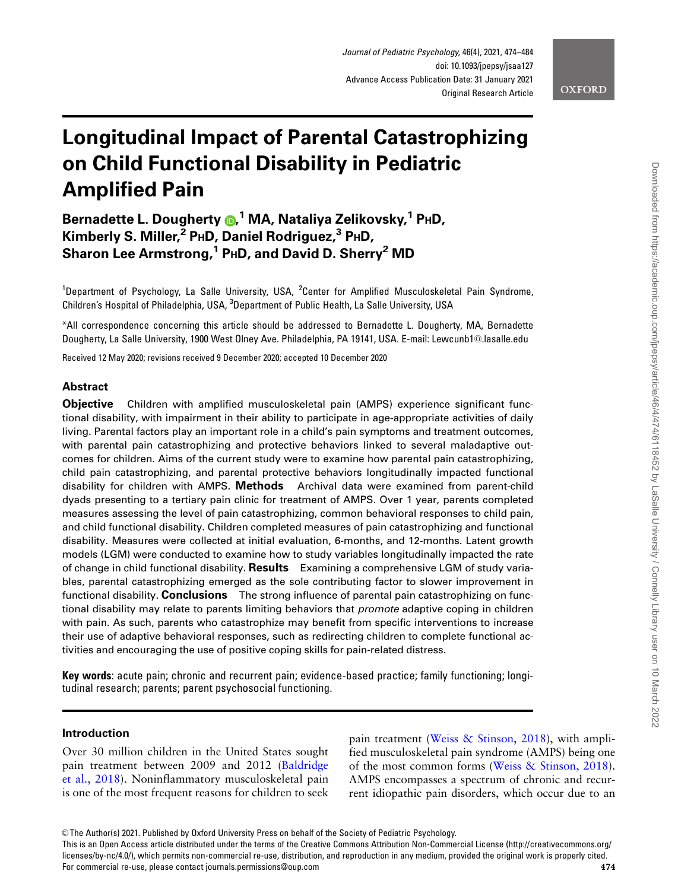# Longitudinal Impact of Parental Catastrophizing on Child Functional Disability in Pediatric Amplified Pain

**Bernadette L. Dougherty,[1] MA, Nataliya Zelikovsky,[1] PhD, Kimberly S. Miller,[2] PhD, Daniel Rodriguez,[3] PhD, Sharon Lee Armstrong,[1] PhD, and David D. Sherry[2] MD**

[1]Department of Psychology, La Salle University, USA, [2]Center for Amplified Musculoskeletal Pain Syndrome, Children's Hospital of Philadelphia, USA, [3]Department of Public Health, La Salle University, USA

*All correspondence concerning this article should be addressed to Bernadette L. Dougherty, MA, Bernadette Dougherty, La Salle University, 1900 West Olney Ave. Philadelphia, PA 19141, USA. E-mail: Lewcunb1@.lasalle.edu

Received 12 May 2020; revisions received 9 December 2020; accepted 10 December 2020

## Abstract

**Objective** Children with amplified musculoskeletal pain (AMPS) experience significant functional disability, with impairment in their ability to participate in age-appropriate activities of daily living. Parental factors play an important role in a child's pain symptoms and treatment outcomes, with parental pain catastrophizing and protective behaviors linked to several maladaptive outcomes for children. Aims of the current study were to examine how parental pain catastrophizing, child pain catastrophizing, and parental protective behaviors longitudinally impacted functional disability for children with AMPS. **Methods** Archival data were examined from parent-child dyads presenting to a tertiary pain clinic for treatment of AMPS. Over 1 year, parents completed measures assessing the level of pain catastrophizing, common behavioral responses to child pain, and child functional disability. Children completed measures of pain catastrophizing and functional disability. Measures were collected at initial evaluation, 6-months, and 12-months. Latent growth models (LGM) were conducted to examine how to study variables longitudinally impacted the rate of change in child functional disability. **Results** Examining a comprehensive LGM of study variables, parental catastrophizing emerged as the sole contributing factor to slower improvement in functional disability. **Conclusions** The strong influence of parental pain catastrophizing on functional disability may relate to parents limiting behaviors that *promote* adaptive coping in children with pain. As such, parents who catastrophize may benefit from specific interventions to increase their use of adaptive behavioral responses, such as redirecting children to complete functional activities and encouraging the use of positive coping skills for pain-related distress.

**Key words**: acute pain; chronic and recurrent pain; evidence-based practice; family functioning; longitudinal research; parents; parent psychosocial functioning.

## Introduction

Over 30 million children in the United States sought pain treatment between 2009 and 2012 (Baldridge et al., 2018). Noninflammatory musculoskeletal pain is one of the most frequent reasons for children to seek pain treatment (Weiss & Stinson, 2018), with amplified musculoskeletal pain syndrome (AMPS) being one of the most common forms (Weiss & Stinson, 2018). AMPS encompasses a spectrum of chronic and recurrent idiopathic pain disorders, which occur due to an

© The Author(s) 2021. Published by Oxford University Press on behalf of the Society of Pediatric Psychology.
This is an Open Access article distributed under the terms of the Creative Commons Attribution Non-Commercial License (http://creativecommons.org/licenses/by-nc/4.0/), which permits non-commercial re-use, distribution, and reproduction in any medium, provided the original work is properly cited. For commercial re-use, please contact journals.permissions@oup.com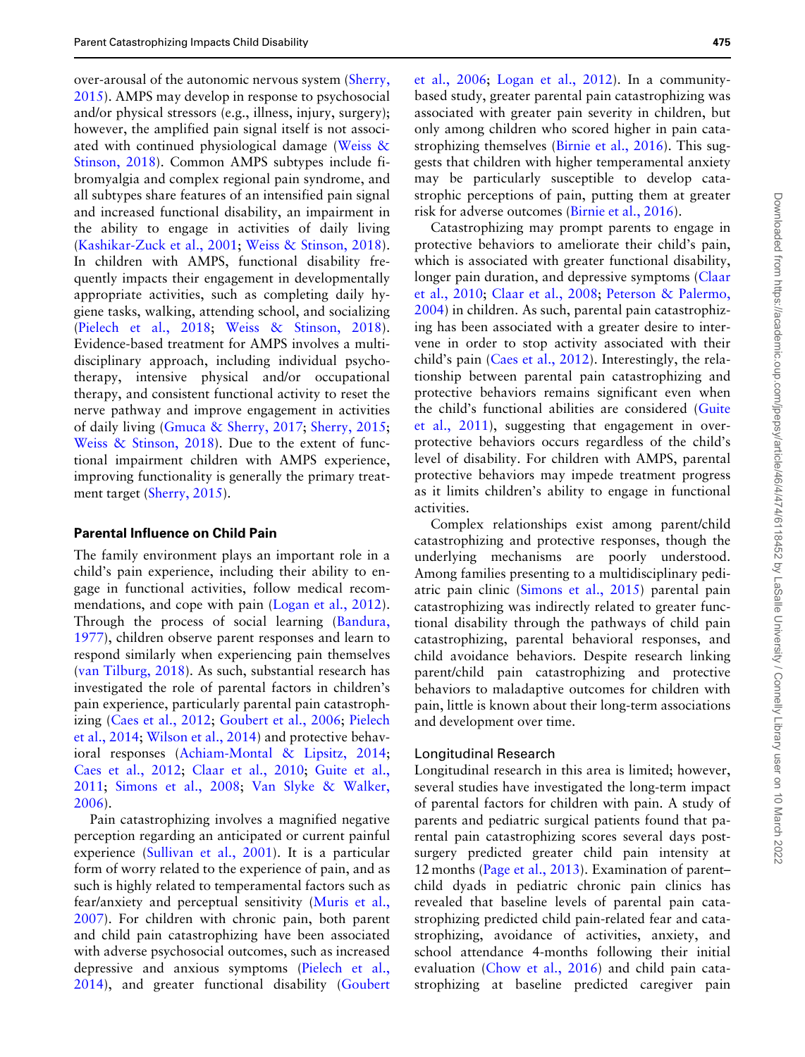over-arousal of the autonomic nervous system (Sherry, 2015). AMPS may develop in response to psychosocial and/or physical stressors (e.g., illness, injury, surgery); however, the amplified pain signal itself is not associated with continued physiological damage (Weiss & Stinson, 2018). Common AMPS subtypes include fibromyalgia and complex regional pain syndrome, and all subtypes share features of an intensified pain signal and increased functional disability, an impairment in the ability to engage in activities of daily living (Kashikar-Zuck et al., 2001; Weiss & Stinson, 2018). In children with AMPS, functional disability frequently impacts their engagement in developmentally appropriate activities, such as completing daily hygiene tasks, walking, attending school, and socializing (Pielech et al., 2018; Weiss & Stinson, 2018). Evidence-based treatment for AMPS involves a multidisciplinary approach, including individual psychotherapy, intensive physical and/or occupational therapy, and consistent functional activity to reset the nerve pathway and improve engagement in activities of daily living (Gmuca & Sherry, 2017; Sherry, 2015; Weiss & Stinson, 2018). Due to the extent of functional impairment children with AMPS experience, improving functionality is generally the primary treatment target (Sherry, 2015).

## Parental Influence on Child Pain

The family environment plays an important role in a child's pain experience, including their ability to engage in functional activities, follow medical recommendations, and cope with pain (Logan et al., 2012). Through the process of social learning (Bandura, 1977), children observe parent responses and learn to respond similarly when experiencing pain themselves (van Tilburg, 2018). As such, substantial research has investigated the role of parental factors in children's pain experience, particularly parental pain catastrophizing (Caes et al., 2012; Goubert et al., 2006; Pielech et al., 2014; Wilson et al., 2014) and protective behavioral responses (Achiam-Montal & Lipsitz, 2014; Caes et al., 2012; Claar et al., 2010; Guite et al., 2011; Simons et al., 2008; Van Slyke & Walker, 2006).

Pain catastrophizing involves a magnified negative perception regarding an anticipated or current painful experience (Sullivan et al., 2001). It is a particular form of worry related to the experience of pain, and as such is highly related to temperamental factors such as fear/anxiety and perceptual sensitivity (Muris et al., 2007). For children with chronic pain, both parent and child pain catastrophizing have been associated with adverse psychosocial outcomes, such as increased depressive and anxious symptoms (Pielech et al., 2014), and greater functional disability (Goubert et al., 2006; Logan et al., 2012). In a community-based study, greater parental pain catastrophizing was associated with greater pain severity in children, but only among children who scored higher in pain catastrophizing themselves (Birnie et al., 2016). This suggests that children with higher temperamental anxiety may be particularly susceptible to develop catastrophic perceptions of pain, putting them at greater risk for adverse outcomes (Birnie et al., 2016).

Catastrophizing may prompt parents to engage in protective behaviors to ameliorate their child's pain, which is associated with greater functional disability, longer pain duration, and depressive symptoms (Claar et al., 2010; Claar et al., 2008; Peterson & Palermo, 2004) in children. As such, parental pain catastrophizing has been associated with a greater desire to intervene in order to stop activity associated with their child's pain (Caes et al., 2012). Interestingly, the relationship between parental pain catastrophizing and protective behaviors remains significant even when the child's functional abilities are considered (Guite et al., 2011), suggesting that engagement in overprotective behaviors occurs regardless of the child's level of disability. For children with AMPS, parental protective behaviors may impede treatment progress as it limits children's ability to engage in functional activities.

Complex relationships exist among parent/child catastrophizing and protective responses, though the underlying mechanisms are poorly understood. Among families presenting to a multidisciplinary pediatric pain clinic (Simons et al., 2015) parental pain catastrophizing was indirectly related to greater functional disability through the pathways of child pain catastrophizing, parental behavioral responses, and child avoidance behaviors. Despite research linking parent/child pain catastrophizing and protective behaviors to maladaptive outcomes for children with pain, little is known about their long-term associations and development over time.

### Longitudinal Research

Longitudinal research in this area is limited; however, several studies have investigated the long-term impact of parental factors for children with pain. A study of parents and pediatric surgical patients found that parental pain catastrophizing scores several days post-surgery predicted greater child pain intensity at 12 months (Page et al., 2013). Examination of parent–child dyads in pediatric chronic pain clinics has revealed that baseline levels of parental pain catastrophizing predicted child pain-related fear and catastrophizing, avoidance of activities, anxiety, and school attendance 4-months following their initial evaluation (Chow et al., 2016) and child pain catastrophizing at baseline predicted caregiver pain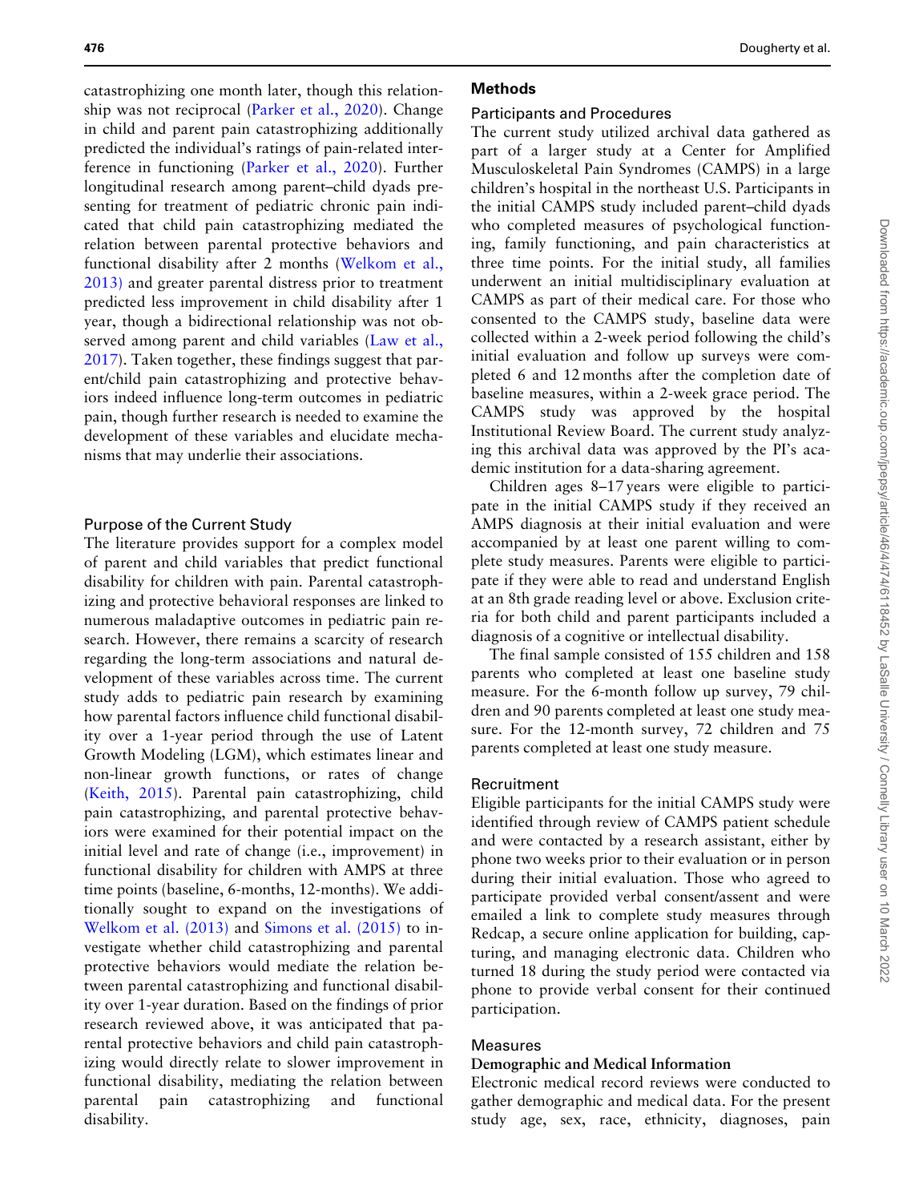catastrophizing one month later, though this relationship was not reciprocal (Parker et al., 2020). Change in child and parent pain catastrophizing additionally predicted the individual's ratings of pain-related interference in functioning (Parker et al., 2020). Further longitudinal research among parent–child dyads presenting for treatment of pediatric chronic pain indicated that child pain catastrophizing mediated the relation between parental protective behaviors and functional disability after 2 months (Welkom et al., 2013) and greater parental distress prior to treatment predicted less improvement in child disability after 1 year, though a bidirectional relationship was not observed among parent and child variables (Law et al., 2017). Taken together, these findings suggest that parent/child pain catastrophizing and protective behaviors indeed influence long-term outcomes in pediatric pain, though further research is needed to examine the development of these variables and elucidate mechanisms that may underlie their associations.

## Purpose of the Current Study

The literature provides support for a complex model of parent and child variables that predict functional disability for children with pain. Parental catastrophizing and protective behavioral responses are linked to numerous maladaptive outcomes in pediatric pain research. However, there remains a scarcity of research regarding the long-term associations and natural development of these variables across time. The current study adds to pediatric pain research by examining how parental factors influence child functional disability over a 1-year period through the use of Latent Growth Modeling (LGM), which estimates linear and non-linear growth functions, or rates of change (Keith, 2015). Parental pain catastrophizing, child pain catastrophizing, and parental protective behaviors were examined for their potential impact on the initial level and rate of change (i.e., improvement) in functional disability for children with AMPS at three time points (baseline, 6-months, 12-months). We additionally sought to expand on the investigations of Welkom et al. (2013) and Simons et al. (2015) to investigate whether child catastrophizing and parental protective behaviors would mediate the relation between parental catastrophizing and functional disability over 1-year duration. Based on the findings of prior research reviewed above, it was anticipated that parental protective behaviors and child pain catastrophizing would directly relate to slower improvement in functional disability, mediating the relation between parental pain catastrophizing and functional disability.

# Methods

## Participants and Procedures

The current study utilized archival data gathered as part of a larger study at a Center for Amplified Musculoskeletal Pain Syndromes (CAMPS) in a large children's hospital in the northeast U.S. Participants in the initial CAMPS study included parent–child dyads who completed measures of psychological functioning, family functioning, and pain characteristics at three time points. For the initial study, all families underwent an initial multidisciplinary evaluation at CAMPS as part of their medical care. For those who consented to the CAMPS study, baseline data were collected within a 2-week period following the child's initial evaluation and follow up surveys were completed 6 and 12 months after the completion date of baseline measures, within a 2-week grace period. The CAMPS study was approved by the hospital Institutional Review Board. The current study analyzing this archival data was approved by the PI's academic institution for a data-sharing agreement.

Children ages 8–17 years were eligible to participate in the initial CAMPS study if they received an AMPS diagnosis at their initial evaluation and were accompanied by at least one parent willing to complete study measures. Parents were eligible to participate if they were able to read and understand English at an 8th grade reading level or above. Exclusion criteria for both child and parent participants included a diagnosis of a cognitive or intellectual disability.

The final sample consisted of 155 children and 158 parents who completed at least one baseline study measure. For the 6-month follow up survey, 79 children and 90 parents completed at least one study measure. For the 12-month survey, 72 children and 75 parents completed at least one study measure.

## Recruitment

Eligible participants for the initial CAMPS study were identified through review of CAMPS patient schedule and were contacted by a research assistant, either by phone two weeks prior to their evaluation or in person during their initial evaluation. Those who agreed to participate provided verbal consent/assent and were emailed a link to complete study measures through Redcap, a secure online application for building, capturing, and managing electronic data. Children who turned 18 during the study period were contacted via phone to provide verbal consent for their continued participation.

## Measures

### Demographic and Medical Information

Electronic medical record reviews were conducted to gather demographic and medical data. For the present study age, sex, race, ethnicity, diagnoses, pain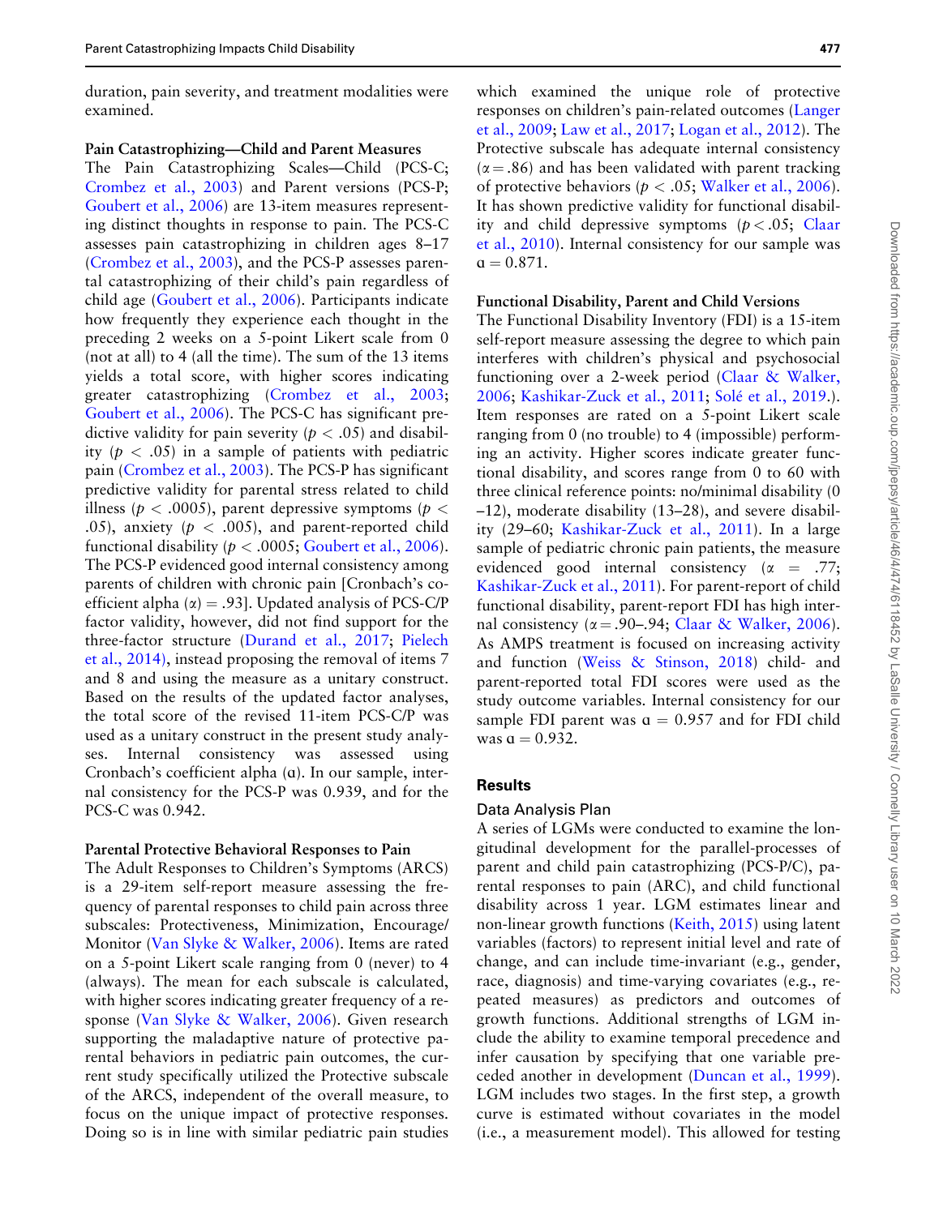duration, pain severity, and treatment modalities were examined.

**Pain Catastrophizing—Child and Parent Measures**

The Pain Catastrophizing Scales—Child (PCS-C; Crombez et al., 2003) and Parent versions (PCS-P; Goubert et al., 2006) are 13-item measures representing distinct thoughts in response to pain. The PCS-C assesses pain catastrophizing in children ages 8–17 (Crombez et al., 2003), and the PCS-P assesses parental catastrophizing of their child's pain regardless of child age (Goubert et al., 2006). Participants indicate how frequently they experience each thought in the preceding 2 weeks on a 5-point Likert scale from 0 (not at all) to 4 (all the time). The sum of the 13 items yields a total score, with higher scores indicating greater catastrophizing (Crombez et al., 2003; Goubert et al., 2006). The PCS-C has significant predictive validity for pain severity ($p < .05$) and disability ($p < .05$) in a sample of patients with pediatric pain (Crombez et al., 2003). The PCS-P has significant predictive validity for parental stress related to child illness ($p < .0005$), parent depressive symptoms ($p < .05$), anxiety ($p < .005$), and parent-reported child functional disability ($p < .0005$; Goubert et al., 2006). The PCS-P evidenced good internal consistency among parents of children with chronic pain [Cronbach's coefficient alpha ($\alpha$) = .93]. Updated analysis of PCS-C/P factor validity, however, did not find support for the three-factor structure (Durand et al., 2017; Pielech et al., 2014), instead proposing the removal of items 7 and 8 and using the measure as a unitary construct. Based on the results of the updated factor analyses, the total score of the revised 11-item PCS-C/P was used as a unitary construct in the present study analyses. Internal consistency was assessed using Cronbach's coefficient alpha ($\alpha$). In our sample, internal consistency for the PCS-P was 0.939, and for the PCS-C was 0.942.

**Parental Protective Behavioral Responses to Pain**

The Adult Responses to Children's Symptoms (ARCS) is a 29-item self-report measure assessing the frequency of parental responses to child pain across three subscales: Protectiveness, Minimization, Encourage/Monitor (Van Slyke & Walker, 2006). Items are rated on a 5-point Likert scale ranging from 0 (never) to 4 (always). The mean for each subscale is calculated, with higher scores indicating greater frequency of a response (Van Slyke & Walker, 2006). Given research supporting the maladaptive nature of protective parental behaviors in pediatric pain outcomes, the current study specifically utilized the Protective subscale of the ARCS, independent of the overall measure, to focus on the unique impact of protective responses. Doing so is in line with similar pediatric pain studies which examined the unique role of protective responses on children's pain-related outcomes (Langer et al., 2009; Law et al., 2017; Logan et al., 2012). The Protective subscale has adequate internal consistency ($\alpha$ = .86) and has been validated with parent tracking of protective behaviors ($p < .05$; Walker et al., 2006). It has shown predictive validity for functional disability and child depressive symptoms ($p < .05$; Claar et al., 2010). Internal consistency for our sample was $\alpha = 0.871$.

**Functional Disability, Parent and Child Versions**

The Functional Disability Inventory (FDI) is a 15-item self-report measure assessing the degree to which pain interferes with children's physical and psychosocial functioning over a 2-week period (Claar & Walker, 2006; Kashikar-Zuck et al., 2011; Solé et al., 2019.). Item responses are rated on a 5-point Likert scale ranging from 0 (no trouble) to 4 (impossible) performing an activity. Higher scores indicate greater functional disability, and scores range from 0 to 60 with three clinical reference points: no/minimal disability (0–12), moderate disability (13–28), and severe disability (29–60; Kashikar-Zuck et al., 2011). In a large sample of pediatric chronic pain patients, the measure evidenced good internal consistency ($\alpha$ = .77; Kashikar-Zuck et al., 2011). For parent-report of child functional disability, parent-report FDI has high internal consistency ($\alpha$ = .90–.94; Claar & Walker, 2006). As AMPS treatment is focused on increasing activity and function (Weiss & Stinson, 2018) child- and parent-reported total FDI scores were used as the study outcome variables. Internal consistency for our sample FDI parent was $\alpha = 0.957$ and for FDI child was $\alpha = 0.932$.

## Results

### Data Analysis Plan

A series of LGMs were conducted to examine the longitudinal development for the parallel-processes of parent and child pain catastrophizing (PCS-P/C), parental responses to pain (ARC), and child functional disability across 1 year. LGM estimates linear and non-linear growth functions (Keith, 2015) using latent variables (factors) to represent initial level and rate of change, and can include time-invariant (e.g., gender, race, diagnosis) and time-varying covariates (e.g., repeated measures) as predictors and outcomes of growth functions. Additional strengths of LGM include the ability to examine temporal precedence and infer causation by specifying that one variable preceded another in development (Duncan et al., 1999). LGM includes two stages. In the first step, a growth curve is estimated without covariates in the model (i.e., a measurement model). This allowed for testing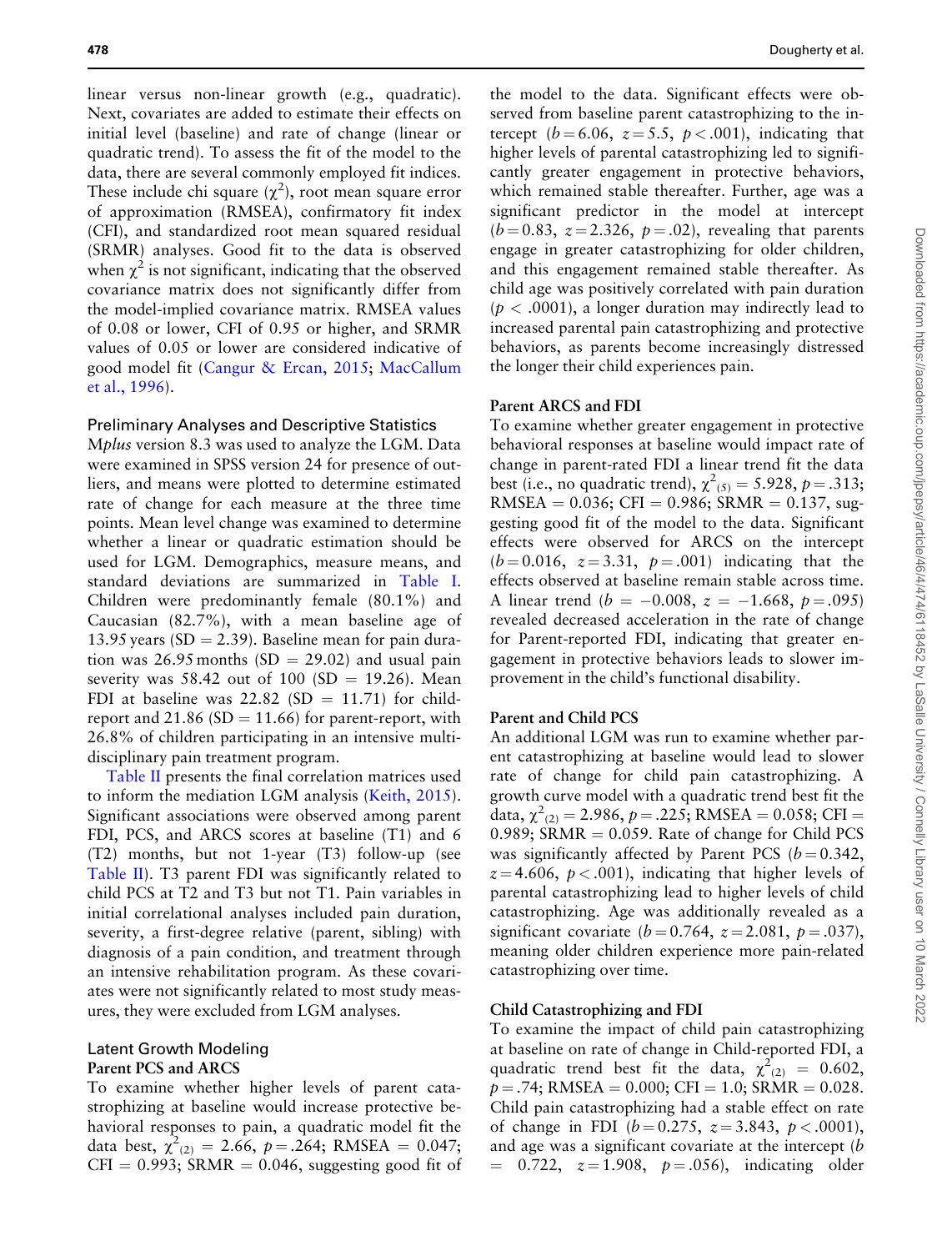linear versus non-linear growth (e.g., quadratic). Next, covariates are added to estimate their effects on initial level (baseline) and rate of change (linear or quadratic trend). To assess the fit of the model to the data, there are several commonly employed fit indices. These include chi square ($\chi^2$), root mean square error of approximation (RMSEA), confirmatory fit index (CFI), and standardized root mean squared residual (SRMR) analyses. Good fit to the data is observed when $\chi^2$ is not significant, indicating that the observed covariance matrix does not significantly differ from the model-implied covariance matrix. RMSEA values of 0.08 or lower, CFI of 0.95 or higher, and SRMR values of 0.05 or lower are considered indicative of good model fit (Cangur & Ercan, 2015; MacCallum et al., 1996).

### Preliminary Analyses and Descriptive Statistics

M*plus* version 8.3 was used to analyze the LGM. Data were examined in SPSS version 24 for presence of outliers, and means were plotted to determine estimated rate of change for each measure at the three time points. Mean level change was examined to determine whether a linear or quadratic estimation should be used for LGM. Demographics, measure means, and standard deviations are summarized in Table I. Children were predominantly female (80.1%) and Caucasian (82.7%), with a mean baseline age of 13.95 years (SD = 2.39). Baseline mean for pain duration was 26.95 months (SD = 29.02) and usual pain severity was 58.42 out of 100 (SD = 19.26). Mean FDI at baseline was 22.82 (SD = 11.71) for child-report and 21.86 (SD = 11.66) for parent-report, with 26.8% of children participating in an intensive multidisciplinary pain treatment program.

Table II presents the final correlation matrices used to inform the mediation LGM analysis (Keith, 2015). Significant associations were observed among parent FDI, PCS, and ARCS scores at baseline (T1) and 6 (T2) months, but not 1-year (T3) follow-up (see Table II). T3 parent FDI was significantly related to child PCS at T2 and T3 but not T1. Pain variables in initial correlational analyses included pain duration, severity, a first-degree relative (parent, sibling) with diagnosis of a pain condition, and treatment through an intensive rehabilitation program. As these covariates were not significantly related to most study measures, they were excluded from LGM analyses.

### Latent Growth Modeling

#### Parent PCS and ARCS

To examine whether higher levels of parent catastrophizing at baseline would increase protective behavioral responses to pain, a quadratic model fit the data best, $\chi^2_{(2)} = 2.66$, $p = .264$; RMSEA = 0.047; CFI = 0.993; SRMR = 0.046, suggesting good fit of the model to the data. Significant effects were observed from baseline parent catastrophizing to the intercept ($b = 6.06$, $z = 5.5$, $p < .001$), indicating that higher levels of parental catastrophizing led to significantly greater engagement in protective behaviors, which remained stable thereafter. Further, age was a significant predictor in the model at intercept ($b = 0.83$, $z = 2.326$, $p = .02$), revealing that parents engage in greater catastrophizing for older children, and this engagement remained stable thereafter. As child age was positively correlated with pain duration ($p < .0001$), a longer duration may indirectly lead to increased parental pain catastrophizing and protective behaviors, as parents become increasingly distressed the longer their child experiences pain.

#### Parent ARCS and FDI

To examine whether greater engagement in protective behavioral responses at baseline would impact rate of change in parent-rated FDI a linear trend fit the data best (i.e., no quadratic trend), $\chi^2_{(5)} = 5.928$, $p = .313$; RMSEA = 0.036; CFI = 0.986; SRMR = 0.137, suggesting good fit of the model to the data. Significant effects were observed for ARCS on the intercept ($b = 0.016$, $z = 3.31$, $p = .001$) indicating that the effects observed at baseline remain stable across time. A linear trend ($b = -0.008$, $z = -1.668$, $p = .095$) revealed decreased acceleration in the rate of change for Parent-reported FDI, indicating that greater engagement in protective behaviors leads to slower improvement in the child's functional disability.

#### Parent and Child PCS

An additional LGM was run to examine whether parent catastrophizing at baseline would lead to slower rate of change for child pain catastrophizing. A growth curve model with a quadratic trend best fit the data, $\chi^2_{(2)} = 2.986$, $p = .225$; RMSEA = 0.058; CFI = 0.989; SRMR = 0.059. Rate of change for Child PCS was significantly affected by Parent PCS ($b = 0.342$, $z = 4.606$, $p < .001$), indicating that higher levels of parental catastrophizing lead to higher levels of child catastrophizing. Age was additionally revealed as a significant covariate ($b = 0.764$, $z = 2.081$, $p = .037$), meaning older children experience more pain-related catastrophizing over time.

#### Child Catastrophizing and FDI

To examine the impact of child pain catastrophizing at baseline on rate of change in Child-reported FDI, a quadratic trend best fit the data, $\chi^2_{(2)} = 0.602$, $p = .74$; RMSEA = 0.000; CFI = 1.0; SRMR = 0.028. Child pain catastrophizing had a stable effect on rate of change in FDI ($b = 0.275$, $z = 3.843$, $p < .0001$), and age was a significant covariate at the intercept ($b = 0.722$, $z = 1.908$, $p = .056$), indicating older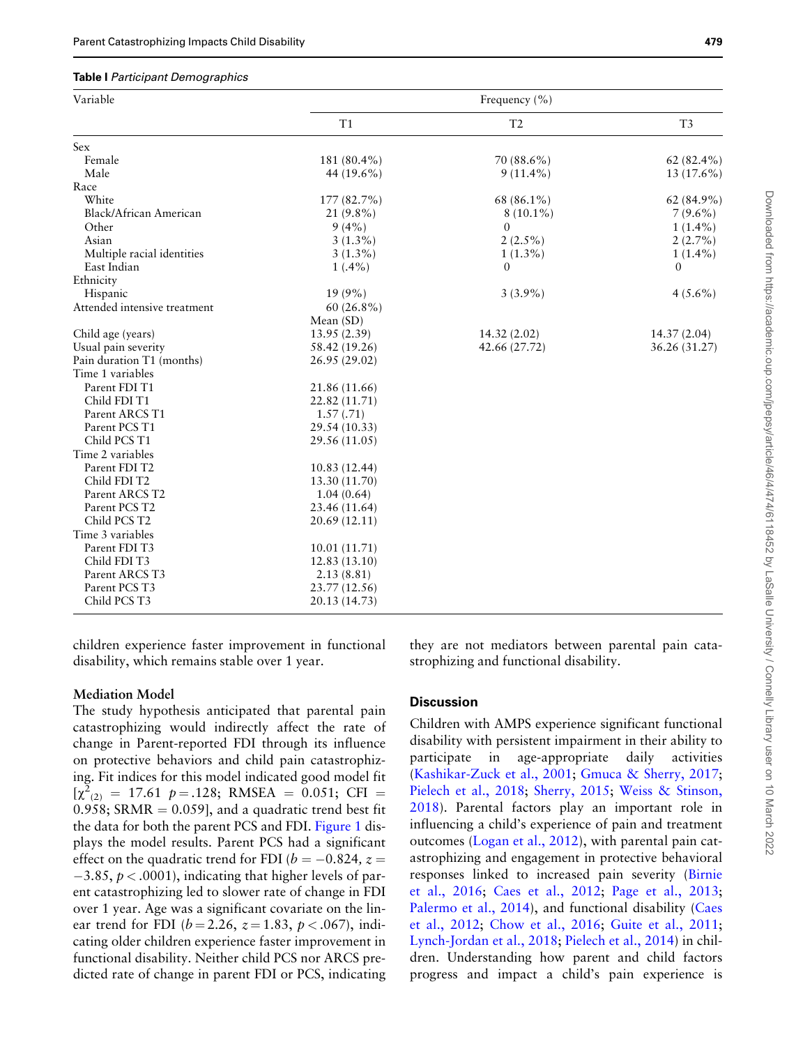**Table I** *Participant Demographics*

| Variable | Frequency (%) | | |
|---|---|---|---|
| | T1 | T2 | T3 |
| Sex | | | |
| Female | 181 (80.4%) | 70 (88.6%) | 62 (82.4%) |
| Male | 44 (19.6%) | 9 (11.4%) | 13 (17.6%) |
| Race | | | |
| White | 177 (82.7%) | 68 (86.1%) | 62 (84.9%) |
| Black/African American | 21 (9.8%) | 8 (10.1%) | 7 (9.6%) |
| Other | 9 (4%) | 0 | 1 (1.4%) |
| Asian | 3 (1.3%) | 2 (2.5%) | 2 (2.7%) |
| Multiple racial identities | 3 (1.3%) | 1 (1.3%) | 1 (1.4%) |
| East Indian | 1 (.4%) | 0 | 0 |
| Ethnicity | | | |
| Hispanic | 19 (9%) | 3 (3.9%) | 4 (5.6%) |
| Attended intensive treatment | 60 (26.8%) | | |
| | Mean (SD) | | |
| Child age (years) | 13.95 (2.39) | 14.32 (2.02) | 14.37 (2.04) |
| Usual pain severity | 58.42 (19.26) | 42.66 (27.72) | 36.26 (31.27) |
| Pain duration T1 (months) | 26.95 (29.02) | | |
| Time 1 variables | | | |
| Parent FDI T1 | 21.86 (11.66) | | |
| Child FDI T1 | 22.82 (11.71) | | |
| Parent ARCS T1 | 1.57 (.71) | | |
| Parent PCS T1 | 29.54 (10.33) | | |
| Child PCS T1 | 29.56 (11.05) | | |
| Time 2 variables | | | |
| Parent FDI T2 | 10.83 (12.44) | | |
| Child FDI T2 | 13.30 (11.70) | | |
| Parent ARCS T2 | 1.04 (0.64) | | |
| Parent PCS T2 | 23.46 (11.64) | | |
| Child PCS T2 | 20.69 (12.11) | | |
| Time 3 variables | | | |
| Parent FDI T3 | 10.01 (11.71) | | |
| Child FDI T3 | 12.83 (13.10) | | |
| Parent ARCS T3 | 2.13 (8.81) | | |
| Parent PCS T3 | 23.77 (12.56) | | |
| Child PCS T3 | 20.13 (14.73) | | |

children experience faster improvement in functional disability, which remains stable over 1 year.

### Mediation Model

The study hypothesis anticipated that parental pain catastrophizing would indirectly affect the rate of change in Parent-reported FDI through its influence on protective behaviors and child pain catastrophizing. Fit indices for this model indicated good model fit [$\chi^2_{(2)} = 17.61$ $p = .128$; RMSEA = 0.051; CFI = 0.958; SRMR = 0.059], and a quadratic trend best fit the data for both the parent PCS and FDI. Figure 1 displays the model results. Parent PCS had a significant effect on the quadratic trend for FDI ($b = -0.824$, $z = -3.85$, $p < .0001$), indicating that higher levels of parent catastrophizing led to slower rate of change in FDI over 1 year. Age was a significant covariate on the linear trend for FDI ($b = 2.26$, $z = 1.83$, $p < .067$), indicating older children experience faster improvement in functional disability. Neither child PCS nor ARCS predicted rate of change in parent FDI or PCS, indicating they are not mediators between parental pain catastrophizing and functional disability.

## Discussion

Children with AMPS experience significant functional disability with persistent impairment in their ability to participate in age-appropriate daily activities (Kashikar-Zuck et al., 2001; Gmuca & Sherry, 2017; Pielech et al., 2018; Sherry, 2015; Weiss & Stinson, 2018). Parental factors play an important role in influencing a child's experience of pain and treatment outcomes (Logan et al., 2012), with parental pain catastrophizing and engagement in protective behavioral responses linked to increased pain severity (Birnie et al., 2016; Caes et al., 2012; Page et al., 2013; Palermo et al., 2014), and functional disability (Caes et al., 2012; Chow et al., 2016; Guite et al., 2011; Lynch-Jordan et al., 2018; Pielech et al., 2014) in children. Understanding how parent and child factors progress and impact a child's pain experience is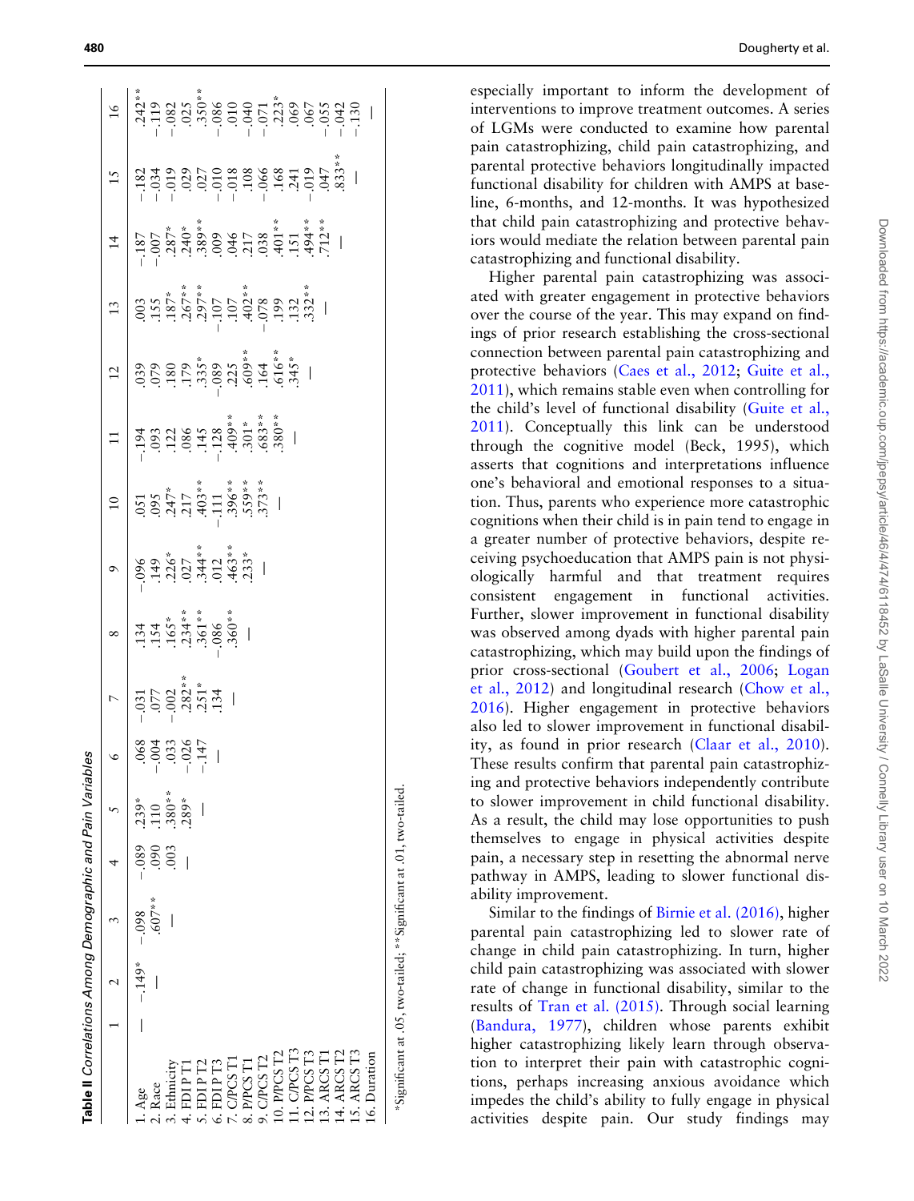**Table II** *Correlations Among Demographic and Pain Variables*

| | 1 | 2 | 3 | 4 | 5 | 6 | 7 | 8 | 9 | 10 | 11 | 12 | 13 | 14 | 15 | 16 |
|---|---|---|---|---|---|---|---|---|---|---|---|---|---|---|---|---|
| 1. Age | — | −.149* | −.098 | −.089 | .239* | .068 | −.031 | .134 | −.096 | .051 | −.194 | .039 | .003 | −.187 | −.182 | .242** |
| 2. Race | | — | .607** | .090 | .110 | −.004 | .077 | .154 | .149 | .095 | .093 | .079 | .155 | −.007 | −.034 | −.119 |
| 3. Ethnicity | | | — | .003 | .380** | .033 | −.002 | .165* | .226* | .247* | .122 | .180 | .187* | .287* | −.019 | −.082 |
| 4. FDI P T1 | | | | — | .289* | −.026 | .282** | .234** | .027 | .217 | .086 | .179 | .267** | .240* | .029 | .025 |
| 5. FDI P T2 | | | | | — | −.147 | .251* | .361** | .344** | .403** | .145 | .335* | .297** | .389** | .027 | .350** |
| 6. FDI P T3 | | | | | | — | .134 | −.086 | .012 | −.111 | −.128 | −.089 | −.107 | .009 | −.010 | −.086 |
| 7. C/PCS T1 | | | | | | | — | .360** | .463** | .396** | .409** | .225 | .107 | .046 | −.018 | .010 |
| 8. P/PCS T1 | | | | | | | | — | .233* | .559** | .301* | .609** | .402** | .217 | .108 | −.040 |
| 9. C/PCS T2 | | | | | | | | | — | .373** | .683** | .164 | −.078 | .038 | −.066 | −.071 |
| 10. P/PCS T2 | | | | | | | | | | — | .380** | .616** | .199 | .401** | .168 | .223* |
| 11. C/PCS T3 | | | | | | | | | | | — | .345* | .132 | .151 | .241 | .069 |
| 12. P/PCS T3 | | | | | | | | | | | | — | .332** | .494** | −.019 | .067 |
| 13. ARCS T1 | | | | | | | | | | | | | — | .712** | .047 | −.055 |
| 14. ARCS T2 | | | | | | | | | | | | | | — | .833** | −.042 |
| 15. ARCS T3 | | | | | | | | | | | | | | | — | −.130 |
| 16. Duration | | | | | | | | | | | | | | | | — |

*Significant at .05, two-tailed; **Significant at .01, two-tailed.

especially important to inform the development of interventions to improve treatment outcomes. A series of LGMs were conducted to examine how parental pain catastrophizing, child pain catastrophizing, and parental protective behaviors longitudinally impacted functional disability for children with AMPS at baseline, 6-months, and 12-months. It was hypothesized that child pain catastrophizing and protective behaviors would mediate the relation between parental pain catastrophizing and functional disability.

Higher parental pain catastrophizing was associated with greater engagement in protective behaviors over the course of the year. This may expand on findings of prior research establishing the cross-sectional connection between parental pain catastrophizing and protective behaviors (Caes et al., 2012; Guite et al., 2011), which remains stable even when controlling for the child's level of functional disability (Guite et al., 2011). Conceptually this link can be understood through the cognitive model (Beck, 1995), which asserts that cognitions and interpretations influence one's behavioral and emotional responses to a situation. Thus, parents who experience more catastrophic cognitions when their child is in pain tend to engage in a greater number of protective behaviors, despite receiving psychoeducation that AMPS pain is not physiologically harmful and that treatment requires consistent engagement in functional activities. Further, slower improvement in functional disability was observed among dyads with higher parental pain catastrophizing, which may build upon the findings of prior cross-sectional (Goubert et al., 2006; Logan et al., 2012) and longitudinal research (Chow et al., 2016). Higher engagement in protective behaviors also led to slower improvement in functional disability, as found in prior research (Claar et al., 2010). These results confirm that parental pain catastrophizing and protective behaviors independently contribute to slower improvement in child functional disability. As a result, the child may lose opportunities to push themselves to engage in physical activities despite pain, a necessary step in resetting the abnormal nerve pathway in AMPS, leading to slower functional disability improvement.

Similar to the findings of Birnie et al. (2016), higher parental pain catastrophizing led to slower rate of change in child pain catastrophizing. In turn, higher child pain catastrophizing was associated with slower rate of change in functional disability, similar to the results of Tran et al. (2015). Through social learning (Bandura, 1977), children whose parents exhibit higher catastrophizing likely learn through observation to interpret their pain with catastrophic cognitions, perhaps increasing anxious avoidance which impedes the child's ability to fully engage in physical activities despite pain. Our study findings may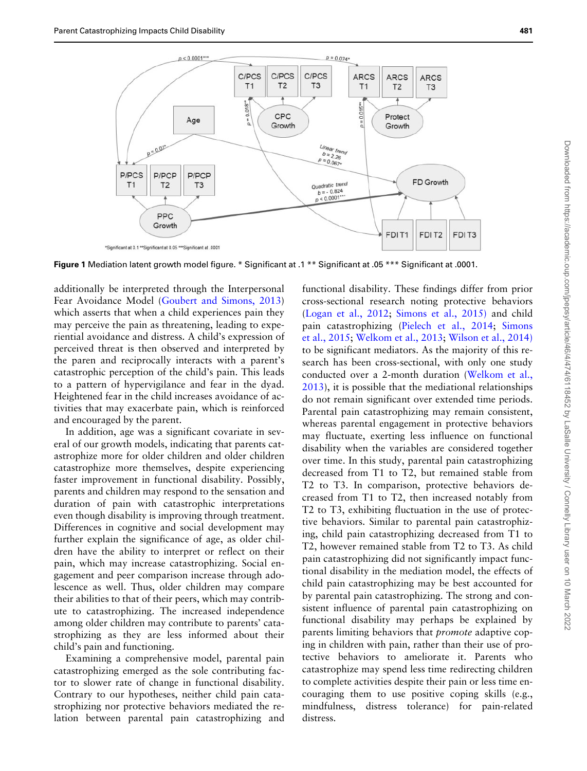**Figure 1** Mediation latent growth model figure. * Significant at .1 ** Significant at .05 *** Significant at .0001.

additionally be interpreted through the Interpersonal Fear Avoidance Model (Goubert and Simons, 2013) which asserts that when a child experiences pain they may perceive the pain as threatening, leading to experiential avoidance and distress. A child's expression of perceived threat is then observed and interpreted by the paren and reciprocally interacts with a parent's catastrophic perception of the child's pain. This leads to a pattern of hypervigilance and fear in the dyad. Heightened fear in the child increases avoidance of activities that may exacerbate pain, which is reinforced and encouraged by the parent.

In addition, age was a significant covariate in several of our growth models, indicating that parents catastrophize more for older children and older children catastrophize more themselves, despite experiencing faster improvement in functional disability. Possibly, parents and children may respond to the sensation and duration of pain with catastrophic interpretations even though disability is improving through treatment. Differences in cognitive and social development may further explain the significance of age, as older children have the ability to interpret or reflect on their pain, which may increase catastrophizing. Social engagement and peer comparison increase through adolescence as well. Thus, older children may compare their abilities to that of their peers, which may contribute to catastrophizing. The increased independence among older children may contribute to parents' catastrophizing as they are less informed about their child's pain and functioning.

Examining a comprehensive model, parental pain catastrophizing emerged as the sole contributing factor to slower rate of change in functional disability. Contrary to our hypotheses, neither child pain catastrophizing nor protective behaviors mediated the relation between parental pain catastrophizing and functional disability. These findings differ from prior cross-sectional research noting protective behaviors (Logan et al., 2012; Simons et al., 2015) and child pain catastrophizing (Pielech et al., 2014; Simons et al., 2015; Welkom et al., 2013; Wilson et al., 2014) to be significant mediators. As the majority of this research has been cross-sectional, with only one study conducted over a 2-month duration (Welkom et al., 2013), it is possible that the mediational relationships do not remain significant over extended time periods. Parental pain catastrophizing may remain consistent, whereas parental engagement in protective behaviors may fluctuate, exerting less influence on functional disability when the variables are considered together over time. In this study, parental pain catastrophizing decreased from T1 to T2, but remained stable from T2 to T3. In comparison, protective behaviors decreased from T1 to T2, then increased notably from T2 to T3, exhibiting fluctuation in the use of protective behaviors. Similar to parental pain catastrophizing, child pain catastrophizing decreased from T1 to T2, however remained stable from T2 to T3. As child pain catastrophizing did not significantly impact functional disability in the mediation model, the effects of child pain catastrophizing may be best accounted for by parental pain catastrophizing. The strong and consistent influence of parental pain catastrophizing on functional disability may perhaps be explained by parents limiting behaviors that *promote* adaptive coping in children with pain, rather than their use of protective behaviors to ameliorate it. Parents who catastrophize may spend less time redirecting children to complete activities despite their pain or less time encouraging them to use positive coping skills (e.g., mindfulness, distress tolerance) for pain-related distress.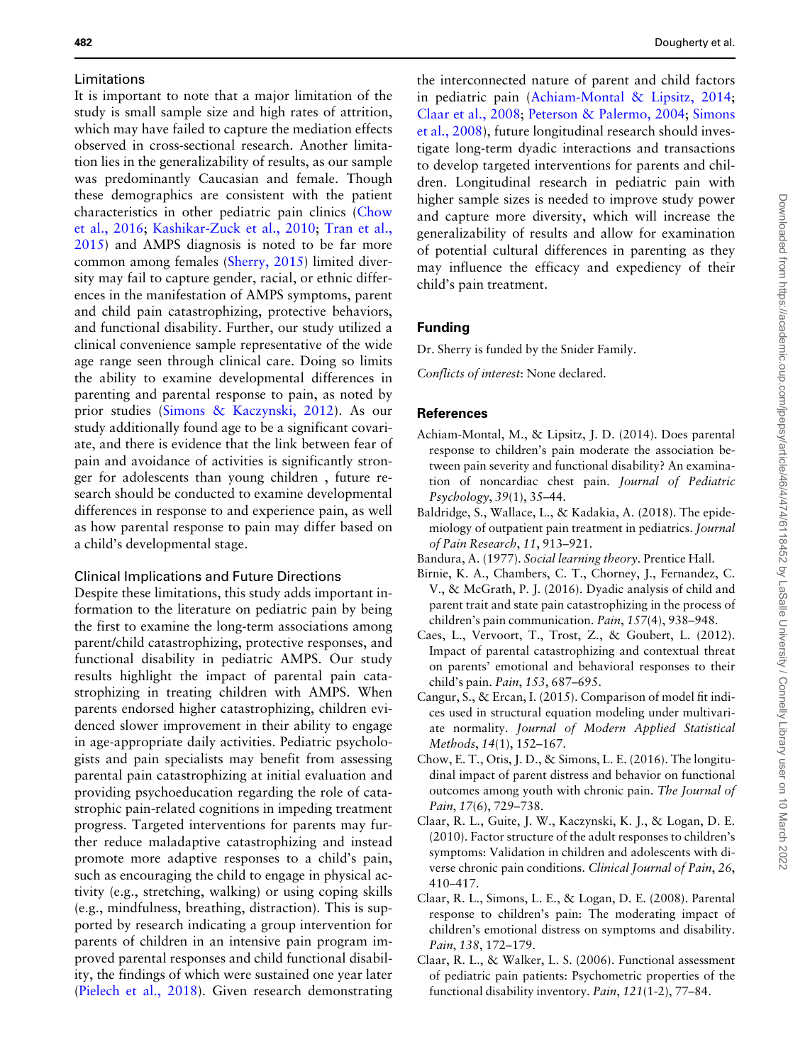### Limitations

It is important to note that a major limitation of the study is small sample size and high rates of attrition, which may have failed to capture the mediation effects observed in cross-sectional research. Another limitation lies in the generalizability of results, as our sample was predominantly Caucasian and female. Though these demographics are consistent with the patient characteristics in other pediatric pain clinics (Chow et al., 2016; Kashikar-Zuck et al., 2010; Tran et al., 2015) and AMPS diagnosis is noted to be far more common among females (Sherry, 2015) limited diversity may fail to capture gender, racial, or ethnic differences in the manifestation of AMPS symptoms, parent and child pain catastrophizing, protective behaviors, and functional disability. Further, our study utilized a clinical convenience sample representative of the wide age range seen through clinical care. Doing so limits the ability to examine developmental differences in parenting and parental response to pain, as noted by prior studies (Simons & Kaczynski, 2012). As our study additionally found age to be a significant covariate, and there is evidence that the link between fear of pain and avoidance of activities is significantly stronger for adolescents than young children , future research should be conducted to examine developmental differences in response to and experience pain, as well as how parental response to pain may differ based on a child's developmental stage.

### Clinical Implications and Future Directions

Despite these limitations, this study adds important information to the literature on pediatric pain by being the first to examine the long-term associations among parent/child catastrophizing, protective responses, and functional disability in pediatric AMPS. Our study results highlight the impact of parental pain catastrophizing in treating children with AMPS. When parents endorsed higher catastrophizing, children evidenced slower improvement in their ability to engage in age-appropriate daily activities. Pediatric psychologists and pain specialists may benefit from assessing parental pain catastrophizing at initial evaluation and providing psychoeducation regarding the role of catastrophic pain-related cognitions in impeding treatment progress. Targeted interventions for parents may further reduce maladaptive catastrophizing and instead promote more adaptive responses to a child's pain, such as encouraging the child to engage in physical activity (e.g., stretching, walking) or using coping skills (e.g., mindfulness, breathing, distraction). This is supported by research indicating a group intervention for parents of children in an intensive pain program improved parental responses and child functional disability, the findings of which were sustained one year later (Pielech et al., 2018). Given research demonstrating the interconnected nature of parent and child factors in pediatric pain (Achiam-Montal & Lipsitz, 2014; Claar et al., 2008; Peterson & Palermo, 2004; Simons et al., 2008), future longitudinal research should investigate long-term dyadic interactions and transactions to develop targeted interventions for parents and children. Longitudinal research in pediatric pain with higher sample sizes is needed to improve study power and capture more diversity, which will increase the generalizability of results and allow for examination of potential cultural differences in parenting as they may influence the efficacy and expediency of their child's pain treatment.

## Funding

Dr. Sherry is funded by the Snider Family.

*Conflicts of interest*: None declared.

## References

Achiam-Montal, M., & Lipsitz, J. D. (2014). Does parental response to children's pain moderate the association between pain severity and functional disability? An examination of noncardiac chest pain. *Journal of Pediatric Psychology*, *39*(1), 35–44.

Baldridge, S., Wallace, L., & Kadakia, A. (2018). The epidemiology of outpatient pain treatment in pediatrics. *Journal of Pain Research*, *11*, 913–921.

Bandura, A. (1977). *Social learning theory*. Prentice Hall.

Birnie, K. A., Chambers, C. T., Chorney, J., Fernandez, C. V., & McGrath, P. J. (2016). Dyadic analysis of child and parent trait and state pain catastrophizing in the process of children's pain communication. *Pain*, *157*(4), 938–948.

Caes, L., Vervoort, T., Trost, Z., & Goubert, L. (2012). Impact of parental catastrophizing and contextual threat on parents' emotional and behavioral responses to their child's pain. *Pain*, *153*, 687–695.

Cangur, S., & Ercan, I. (2015). Comparison of model fit indices used in structural equation modeling under multivariate normality. *Journal of Modern Applied Statistical Methods*, *14*(1), 152–167.

Chow, E. T., Otis, J. D., & Simons, L. E. (2016). The longitudinal impact of parent distress and behavior on functional outcomes among youth with chronic pain. *The Journal of Pain*, *17*(6), 729–738.

Claar, R. L., Guite, J. W., Kaczynski, K. J., & Logan, D. E. (2010). Factor structure of the adult responses to children's symptoms: Validation in children and adolescents with diverse chronic pain conditions. *Clinical Journal of Pain*, *26*, 410–417.

Claar, R. L., Simons, L. E., & Logan, D. E. (2008). Parental response to children's pain: The moderating impact of children's emotional distress on symptoms and disability. *Pain*, *138*, 172–179.

Claar, R. L., & Walker, L. S. (2006). Functional assessment of pediatric pain patients: Psychometric properties of the functional disability inventory. *Pain*, *121*(1-2), 77–84.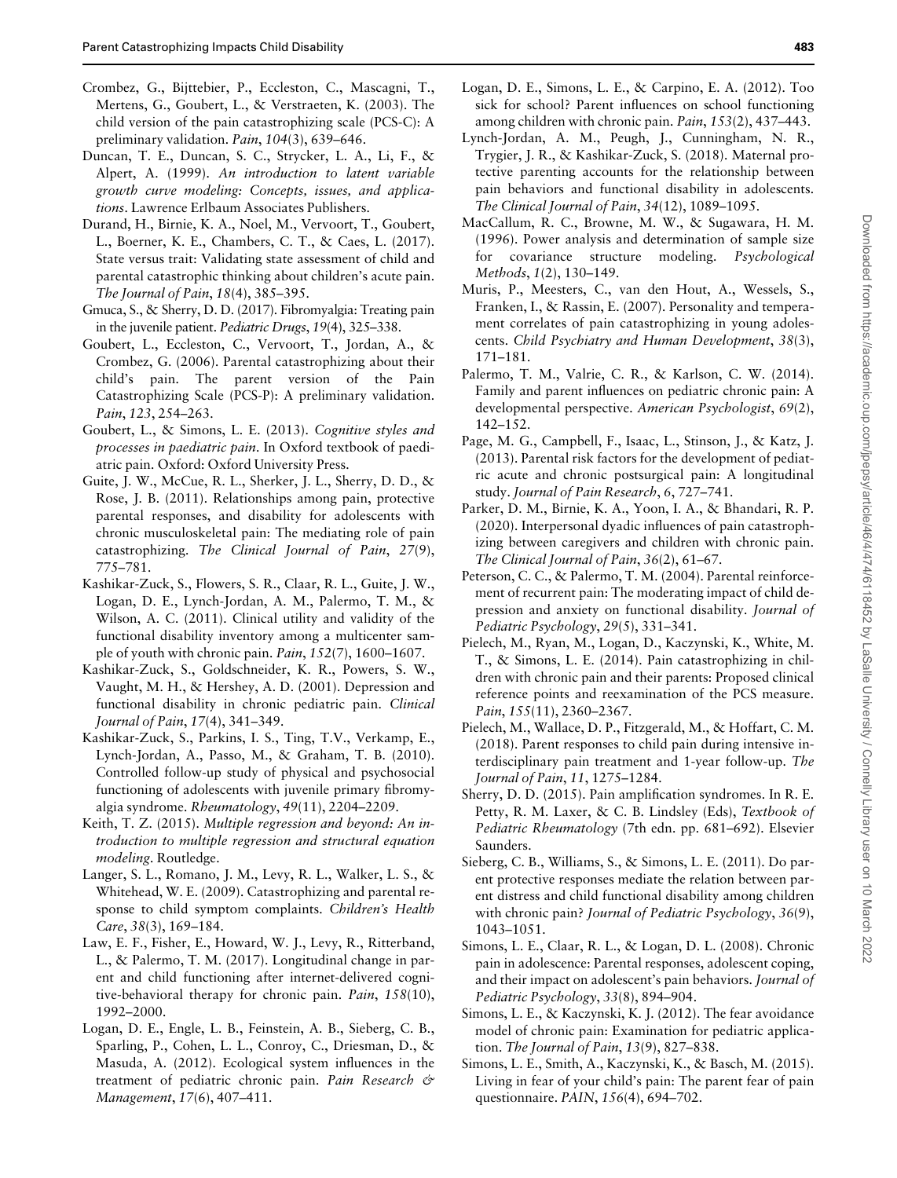Crombez, G., Bijttebier, P., Eccleston, C., Mascagni, T., Mertens, G., Goubert, L., & Verstraeten, K. (2003). The child version of the pain catastrophizing scale (PCS-C): A preliminary validation. *Pain*, *104*(3), 639–646.

Duncan, T. E., Duncan, S. C., Strycker, L. A., Li, F., & Alpert, A. (1999). *An introduction to latent variable growth curve modeling: Concepts, issues, and applications*. Lawrence Erlbaum Associates Publishers.

Durand, H., Birnie, K. A., Noel, M., Vervoort, T., Goubert, L., Boerner, K. E., Chambers, C. T., & Caes, L. (2017). State versus trait: Validating state assessment of child and parental catastrophic thinking about children's acute pain. *The Journal of Pain*, *18*(4), 385–395.

Gmuca, S., & Sherry, D. D. (2017). Fibromyalgia: Treating pain in the juvenile patient. *Pediatric Drugs*, *19*(4), 325–338.

Goubert, L., Eccleston, C., Vervoort, T., Jordan, A., & Crombez, G. (2006). Parental catastrophizing about their child's pain. The parent version of the Pain Catastrophizing Scale (PCS-P): A preliminary validation. *Pain*, *123*, 254–263.

Goubert, L., & Simons, L. E. (2013). *Cognitive styles and processes in paediatric pain*. In Oxford textbook of paediatric pain. Oxford: Oxford University Press.

Guite, J. W., McCue, R. L., Sherker, J. L., Sherry, D. D., & Rose, J. B. (2011). Relationships among pain, protective parental responses, and disability for adolescents with chronic musculoskeletal pain: The mediating role of pain catastrophizing. *The Clinical Journal of Pain*, *27*(9), 775–781.

Kashikar-Zuck, S., Flowers, S. R., Claar, R. L., Guite, J. W., Logan, D. E., Lynch-Jordan, A. M., Palermo, T. M., & Wilson, A. C. (2011). Clinical utility and validity of the functional disability inventory among a multicenter sample of youth with chronic pain. *Pain*, *152*(7), 1600–1607.

Kashikar-Zuck, S., Goldschneider, K. R., Powers, S. W., Vaught, M. H., & Hershey, A. D. (2001). Depression and functional disability in chronic pediatric pain. *Clinical Journal of Pain*, *17*(4), 341–349.

Kashikar-Zuck, S., Parkins, I. S., Ting, T.V., Verkamp, E., Lynch-Jordan, A., Passo, M., & Graham, T. B. (2010). Controlled follow-up study of physical and psychosocial functioning of adolescents with juvenile primary fibromyalgia syndrome. *Rheumatology*, *49*(11), 2204–2209.

Keith, T. Z. (2015). *Multiple regression and beyond: An introduction to multiple regression and structural equation modeling*. Routledge.

Langer, S. L., Romano, J. M., Levy, R. L., Walker, L. S., & Whitehead, W. E. (2009). Catastrophizing and parental response to child symptom complaints. *Children's Health Care*, *38*(3), 169–184.

Law, E. F., Fisher, E., Howard, W. J., Levy, R., Ritterband, L., & Palermo, T. M. (2017). Longitudinal change in parent and child functioning after internet-delivered cognitive-behavioral therapy for chronic pain. *Pain*, *158*(10), 1992–2000.

Logan, D. E., Engle, L. B., Feinstein, A. B., Sieberg, C. B., Sparling, P., Cohen, L. L., Conroy, C., Driesman, D., & Masuda, A. (2012). Ecological system influences in the treatment of pediatric chronic pain. *Pain Research & Management*, *17*(6), 407–411.

Logan, D. E., Simons, L. E., & Carpino, E. A. (2012). Too sick for school? Parent influences on school functioning among children with chronic pain. *Pain*, *153*(2), 437–443.

Lynch-Jordan, A. M., Peugh, J., Cunningham, N. R., Trygier, J. R., & Kashikar-Zuck, S. (2018). Maternal protective parenting accounts for the relationship between pain behaviors and functional disability in adolescents. *The Clinical Journal of Pain*, *34*(12), 1089–1095.

MacCallum, R. C., Browne, M. W., & Sugawara, H. M. (1996). Power analysis and determination of sample size for covariance structure modeling. *Psychological Methods*, *1*(2), 130–149.

Muris, P., Meesters, C., van den Hout, A., Wessels, S., Franken, I., & Rassin, E. (2007). Personality and temperament correlates of pain catastrophizing in young adolescents. *Child Psychiatry and Human Development*, *38*(3), 171–181.

Palermo, T. M., Valrie, C. R., & Karlson, C. W. (2014). Family and parent influences on pediatric chronic pain: A developmental perspective. *American Psychologist*, *69*(2), 142–152.

Page, M. G., Campbell, F., Isaac, L., Stinson, J., & Katz, J. (2013). Parental risk factors for the development of pediatric acute and chronic postsurgical pain: A longitudinal study. *Journal of Pain Research*, *6*, 727–741.

Parker, D. M., Birnie, K. A., Yoon, I. A., & Bhandari, R. P. (2020). Interpersonal dyadic influences of pain catastrophizing between caregivers and children with chronic pain. *The Clinical Journal of Pain*, *36*(2), 61–67.

Peterson, C. C., & Palermo, T. M. (2004). Parental reinforcement of recurrent pain: The moderating impact of child depression and anxiety on functional disability. *Journal of Pediatric Psychology*, *29*(5), 331–341.

Pielech, M., Ryan, M., Logan, D., Kaczynski, K., White, M. T., & Simons, L. E. (2014). Pain catastrophizing in children with chronic pain and their parents: Proposed clinical reference points and reexamination of the PCS measure. *Pain*, *155*(11), 2360–2367.

Pielech, M., Wallace, D. P., Fitzgerald, M., & Hoffart, C. M. (2018). Parent responses to child pain during intensive interdisciplinary pain treatment and 1-year follow-up. *The Journal of Pain*, *11*, 1275–1284.

Sherry, D. D. (2015). Pain amplification syndromes. In R. E. Petty, R. M. Laxer, & C. B. Lindsley (Eds), *Textbook of Pediatric Rheumatology* (7th edn. pp. 681–692). Elsevier Saunders.

Sieberg, C. B., Williams, S., & Simons, L. E. (2011). Do parent protective responses mediate the relation between parent distress and child functional disability among children with chronic pain? *Journal of Pediatric Psychology*, *36*(9), 1043–1051.

Simons, L. E., Claar, R. L., & Logan, D. L. (2008). Chronic pain in adolescence: Parental responses, adolescent coping, and their impact on adolescent's pain behaviors. *Journal of Pediatric Psychology*, *33*(8), 894–904.

Simons, L. E., & Kaczynski, K. J. (2012). The fear avoidance model of chronic pain: Examination for pediatric application. *The Journal of Pain*, *13*(9), 827–838.

Simons, L. E., Smith, A., Kaczynski, K., & Basch, M. (2015). Living in fear of your child's pain: The parent fear of pain questionnaire. *PAIN*, *156*(4), 694–702.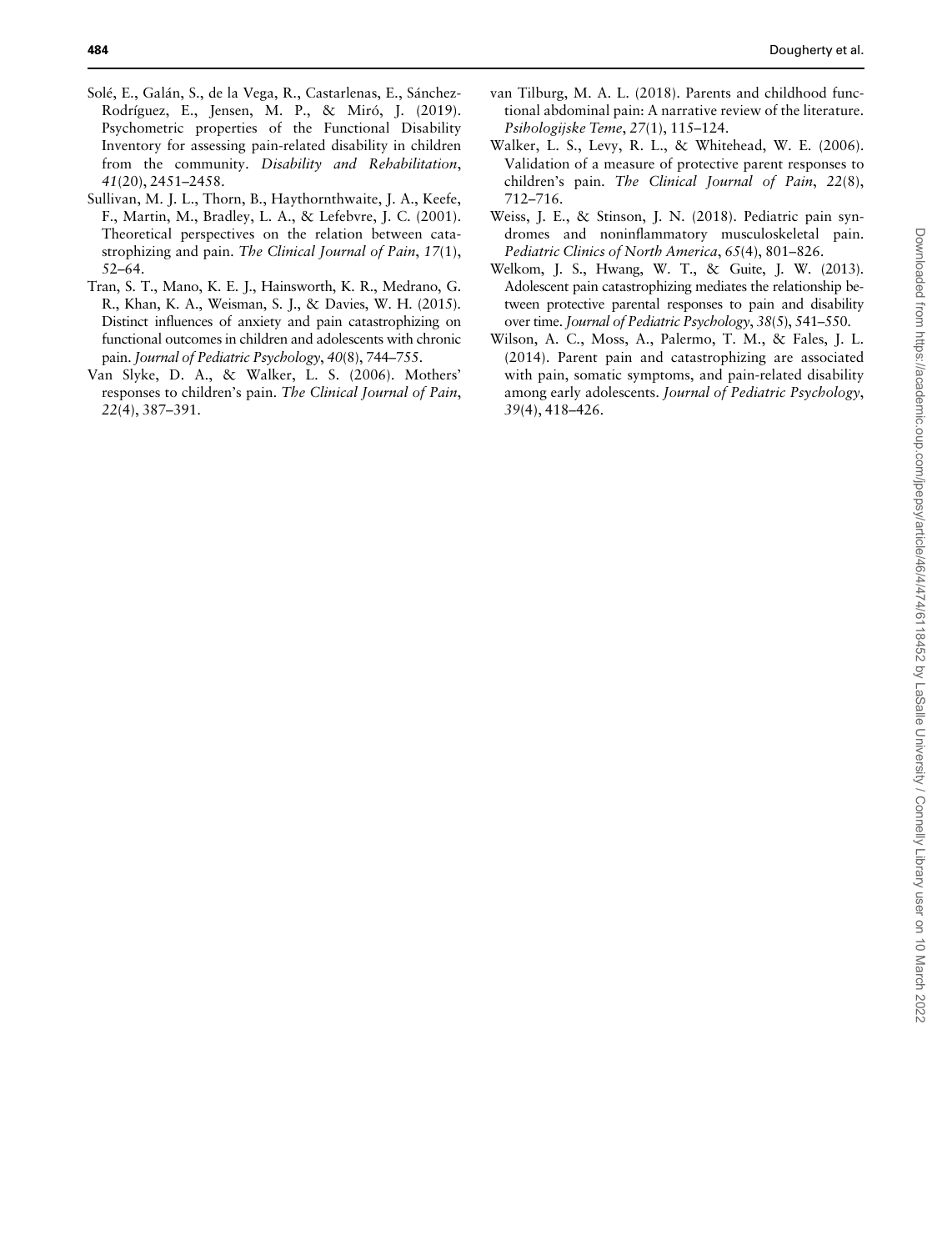Solé, E., Galán, S., de la Vega, R., Castarlenas, E., Sánchez-Rodríguez, E., Jensen, M. P., & Miró, J. (2019). Psychometric properties of the Functional Disability Inventory for assessing pain-related disability in children from the community. *Disability and Rehabilitation*, *41*(20), 2451–2458.

Sullivan, M. J. L., Thorn, B., Haythornthwaite, J. A., Keefe, F., Martin, M., Bradley, L. A., & Lefebvre, J. C. (2001). Theoretical perspectives on the relation between catastrophizing and pain. *The Clinical Journal of Pain*, *17*(1), 52–64.

Tran, S. T., Mano, K. E. J., Hainsworth, K. R., Medrano, G. R., Khan, K. A., Weisman, S. J., & Davies, W. H. (2015). Distinct influences of anxiety and pain catastrophizing on functional outcomes in children and adolescents with chronic pain. *Journal of Pediatric Psychology*, *40*(8), 744–755.

Van Slyke, D. A., & Walker, L. S. (2006). Mothers' responses to children's pain. *The Clinical Journal of Pain*, *22*(4), 387–391.

van Tilburg, M. A. L. (2018). Parents and childhood functional abdominal pain: A narrative review of the literature. *Psihologijske Teme*, *27*(1), 115–124.

Walker, L. S., Levy, R. L., & Whitehead, W. E. (2006). Validation of a measure of protective parent responses to children's pain. *The Clinical Journal of Pain*, *22*(8), 712–716.

Weiss, J. E., & Stinson, J. N. (2018). Pediatric pain syndromes and noninflammatory musculoskeletal pain. *Pediatric Clinics of North America*, *65*(4), 801–826.

Welkom, J. S., Hwang, W. T., & Guite, J. W. (2013). Adolescent pain catastrophizing mediates the relationship between protective parental responses to pain and disability over time. *Journal of Pediatric Psychology*, *38*(5), 541–550.

Wilson, A. C., Moss, A., Palermo, T. M., & Fales, J. L. (2014). Parent pain and catastrophizing are associated with pain, somatic symptoms, and pain-related disability among early adolescents. *Journal of Pediatric Psychology*, *39*(4), 418–426.